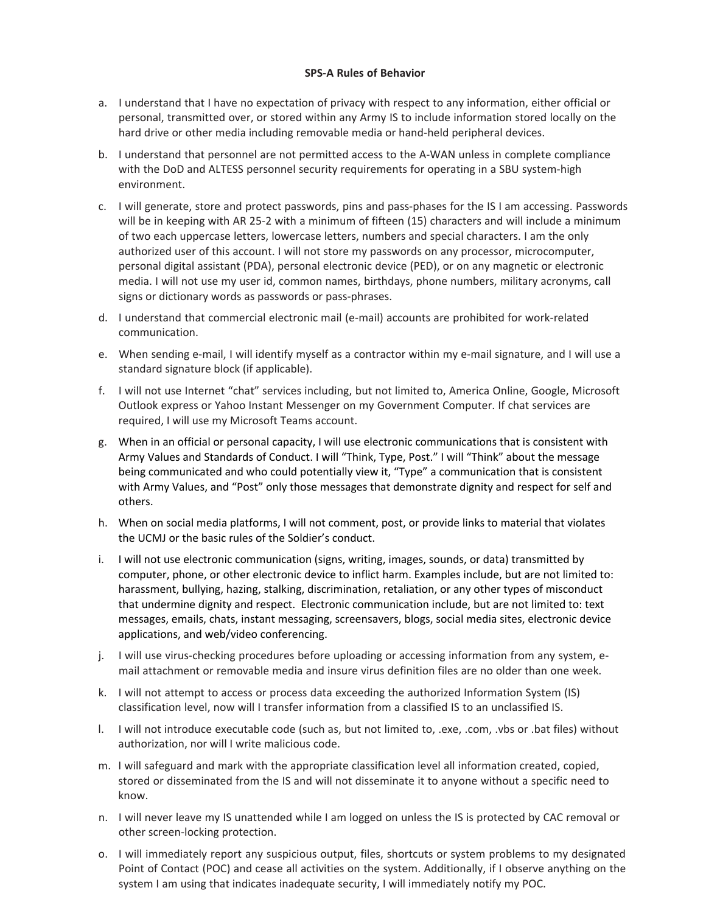**SPS-A Rules of Behavior**

a. I understand that I have no expectation of privacy with respect to any information, either official or personal, transmitted over, or stored within any Army IS to include information stored locally on the hard drive or other media including removable media or hand-held peripheral devices.

b. I understand that personnel are not permitted access to the A-WAN unless in complete compliance with the DoD and ALTESS personnel security requirements for operating in a SBU system-high environment.

c. I will generate, store and protect passwords, pins and pass-phases for the IS I am accessing. Passwords will be in keeping with AR 25-2 with a minimum of fifteen (15) characters and will include a minimum of two each uppercase letters, lowercase letters, numbers and special characters. I am the only authorized user of this account. I will not store my passwords on any processor, microcomputer, personal digital assistant (PDA), personal electronic device (PED), or on any magnetic or electronic media. I will not use my user id, common names, birthdays, phone numbers, military acronyms, call signs or dictionary words as passwords or pass-phrases.

d. I understand that commercial electronic mail (e-mail) accounts are prohibited for work-related communication.

e. When sending e-mail, I will identify myself as a contractor within my e-mail signature, and I will use a standard signature block (if applicable).

f. I will not use Internet "chat" services including, but not limited to, America Online, Google, Microsoft Outlook express or Yahoo Instant Messenger on my Government Computer. If chat services are required, I will use my Microsoft Teams account.

g. When in an official or personal capacity, I will use electronic communications that is consistent with Army Values and Standards of Conduct. I will "Think, Type, Post." I will "Think" about the message being communicated and who could potentially view it, "Type" a communication that is consistent with Army Values, and "Post" only those messages that demonstrate dignity and respect for self and others.

h. When on social media platforms, I will not comment, post, or provide links to material that violates the UCMJ or the basic rules of the Soldier's conduct.

i. I will not use electronic communication (signs, writing, images, sounds, or data) transmitted by computer, phone, or other electronic device to inflict harm. Examples include, but are not limited to: harassment, bullying, hazing, stalking, discrimination, retaliation, or any other types of misconduct that undermine dignity and respect. Electronic communication include, but are not limited to: text messages, emails, chats, instant messaging, screensavers, blogs, social media sites, electronic device applications, and web/video conferencing.

j. I will use virus-checking procedures before uploading or accessing information from any system, e-mail attachment or removable media and insure virus definition files are no older than one week.

k. I will not attempt to access or process data exceeding the authorized Information System (IS) classification level, now will I transfer information from a classified IS to an unclassified IS.

l. I will not introduce executable code (such as, but not limited to, .exe, .com, .vbs or .bat files) without authorization, nor will I write malicious code.

m. I will safeguard and mark with the appropriate classification level all information created, copied, stored or disseminated from the IS and will not disseminate it to anyone without a specific need to know.

n. I will never leave my IS unattended while I am logged on unless the IS is protected by CAC removal or other screen-locking protection.

o. I will immediately report any suspicious output, files, shortcuts or system problems to my designated Point of Contact (POC) and cease all activities on the system. Additionally, if I observe anything on the system I am using that indicates inadequate security, I will immediately notify my POC.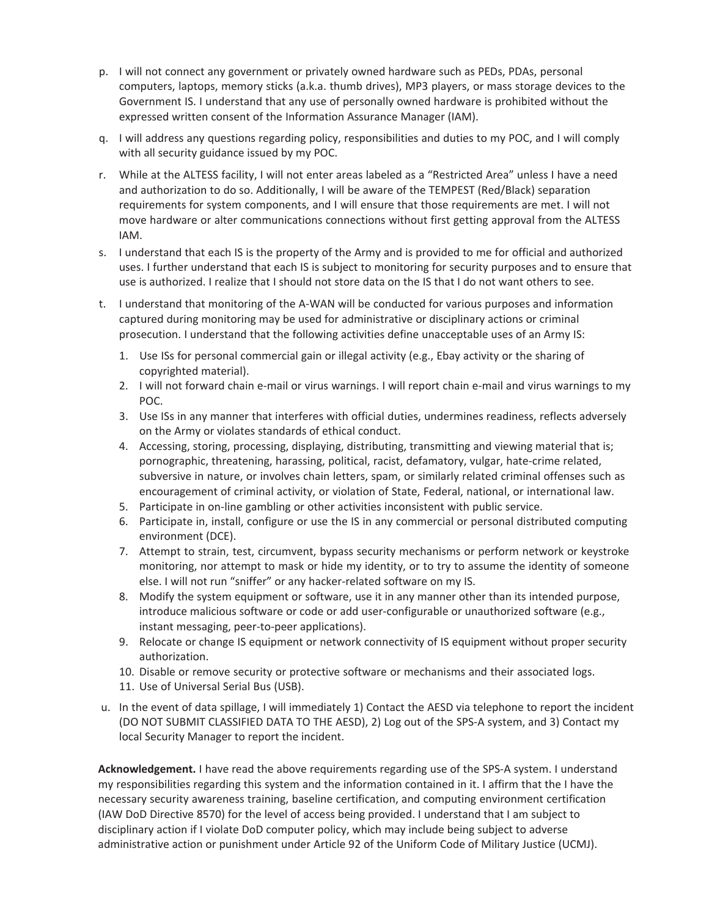p. I will not connect any government or privately owned hardware such as PEDs, PDAs, personal computers, laptops, memory sticks (a.k.a. thumb drives), MP3 players, or mass storage devices to the Government IS. I understand that any use of personally owned hardware is prohibited without the expressed written consent of the Information Assurance Manager (IAM).

q. I will address any questions regarding policy, responsibilities and duties to my POC, and I will comply with all security guidance issued by my POC.

r. While at the ALTESS facility, I will not enter areas labeled as a "Restricted Area" unless I have a need and authorization to do so. Additionally, I will be aware of the TEMPEST (Red/Black) separation requirements for system components, and I will ensure that those requirements are met. I will not move hardware or alter communications connections without first getting approval from the ALTESS IAM.

s. I understand that each IS is the property of the Army and is provided to me for official and authorized uses. I further understand that each IS is subject to monitoring for security purposes and to ensure that use is authorized. I realize that I should not store data on the IS that I do not want others to see.

t. I understand that monitoring of the A-WAN will be conducted for various purposes and information captured during monitoring may be used for administrative or disciplinary actions or criminal prosecution. I understand that the following activities define unacceptable uses of an Army IS:

   1. Use ISs for personal commercial gain or illegal activity (e.g., Ebay activity or the sharing of copyrighted material).
   2. I will not forward chain e-mail or virus warnings. I will report chain e-mail and virus warnings to my POC.
   3. Use ISs in any manner that interferes with official duties, undermines readiness, reflects adversely on the Army or violates standards of ethical conduct.
   4. Accessing, storing, processing, displaying, distributing, transmitting and viewing material that is; pornographic, threatening, harassing, political, racist, defamatory, vulgar, hate-crime related, subversive in nature, or involves chain letters, spam, or similarly related criminal offenses such as encouragement of criminal activity, or violation of State, Federal, national, or international law.
   5. Participate in on-line gambling or other activities inconsistent with public service.
   6. Participate in, install, configure or use the IS in any commercial or personal distributed computing environment (DCE).
   7. Attempt to strain, test, circumvent, bypass security mechanisms or perform network or keystroke monitoring, nor attempt to mask or hide my identity, or to try to assume the identity of someone else. I will not run "sniffer" or any hacker-related software on my IS.
   8. Modify the system equipment or software, use it in any manner other than its intended purpose, introduce malicious software or code or add user-configurable or unauthorized software (e.g., instant messaging, peer-to-peer applications).
   9. Relocate or change IS equipment or network connectivity of IS equipment without proper security authorization.
   10. Disable or remove security or protective software or mechanisms and their associated logs.
   11. Use of Universal Serial Bus (USB).

u. In the event of data spillage, I will immediately 1) Contact the AESD via telephone to report the incident (DO NOT SUBMIT CLASSIFIED DATA TO THE AESD), 2) Log out of the SPS-A system, and 3) Contact my local Security Manager to report the incident.

**Acknowledgement.** I have read the above requirements regarding use of the SPS-A system. I understand my responsibilities regarding this system and the information contained in it. I affirm that the I have the necessary security awareness training, baseline certification, and computing environment certification (IAW DoD Directive 8570) for the level of access being provided. I understand that I am subject to disciplinary action if I violate DoD computer policy, which may include being subject to adverse administrative action or punishment under Article 92 of the Uniform Code of Military Justice (UCMJ).